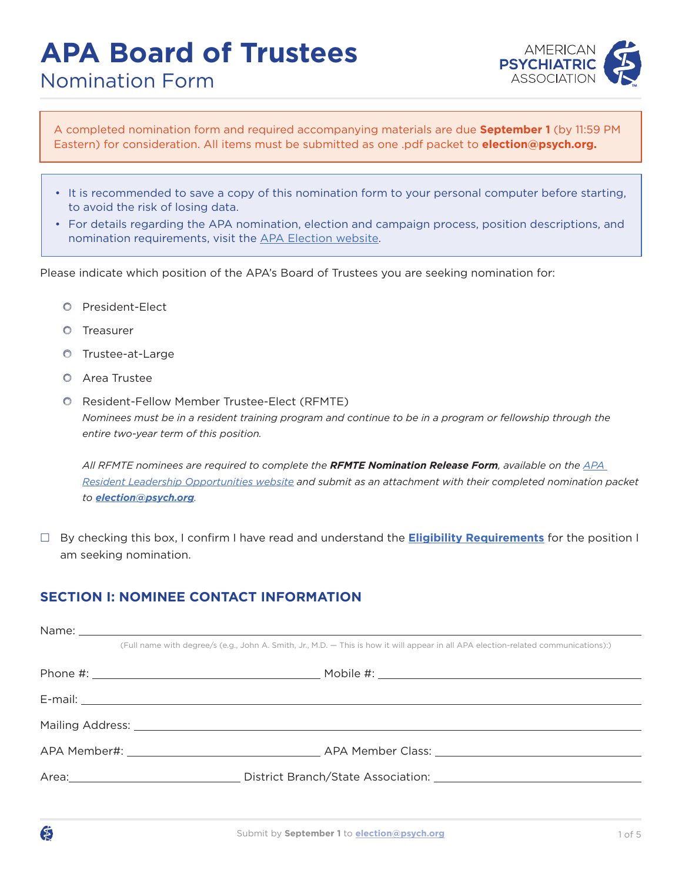# APA Board of Trustees

## Nomination Form

AMERICAN **PSYCHIATRIC** ASSOCIATION

A completed nomination form and required accompanying materials are due **September 1** (by 11:59 PM Eastern) for consideration. All items must be submitted as one .pdf packet to **election@psych.org.**

- It is recommended to save a copy of this nomination form to your personal computer before starting, to avoid the risk of losing data.
- For details regarding the APA nomination, election and campaign process, position descriptions, and nomination requirements, visit the APA Election website.

Please indicate which position of the APA's Board of Trustees you are seeking nomination for:

- ○ President-Elect
- ○ Treasurer
- ○ Trustee-at-Large
- ○ Area Trustee
- ○ Resident-Fellow Member Trustee-Elect (RFMTE)

  *Nominees must be in a resident training program and continue to be in a program or fellowship through the entire two-year term of this position.*

  *All RFMTE nominees are required to complete the **RFMTE Nomination Release Form**, available on the APA Resident Leadership Opportunities website and submit as an attachment with their completed nomination packet to **election@psych.org**.*

☐ By checking this box, I confirm I have read and understand the **Eligibility Requirements** for the position I am seeking nomination.

## SECTION I: NOMINEE CONTACT INFORMATION

Name: ______________________________

(Full name with degree/s (e.g., John A. Smith, Jr., M.D. — This is how it will appear in all APA election-related communications):)

Phone #: ______________________________ Mobile #: ______________________________

E-mail: ______________________________

Mailing Address: ______________________________

APA Member#: ______________________________ APA Member Class: ______________________________

Area: ______________________________ District Branch/State Association: ______________________________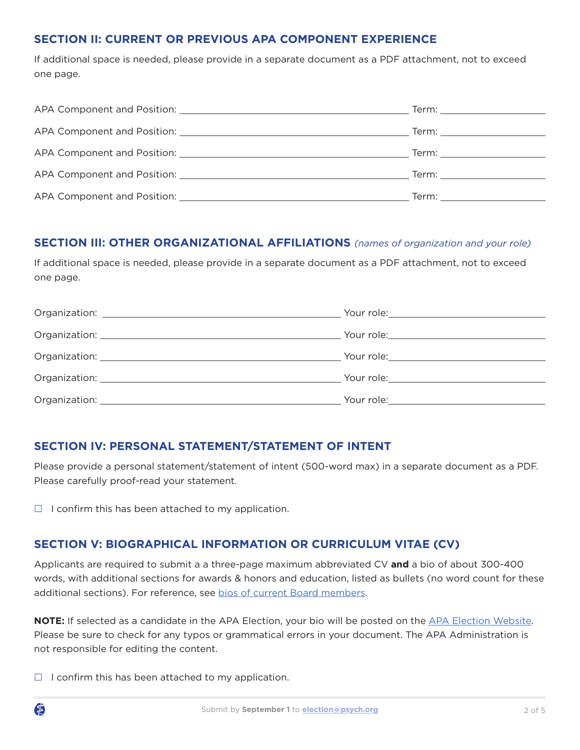## SECTION II: CURRENT OR PREVIOUS APA COMPONENT EXPERIENCE

If additional space is needed, please provide in a separate document as a PDF attachment, not to exceed one page.

APA Component and Position: ______________________________ Term: ______________

APA Component and Position: ______________________________ Term: ______________

APA Component and Position: ______________________________ Term: ______________

APA Component and Position: ______________________________ Term: ______________

APA Component and Position: ______________________________ Term: ______________

## SECTION III: OTHER ORGANIZATIONAL AFFILIATIONS *(names of organization and your role)*

If additional space is needed, please provide in a separate document as a PDF attachment, not to exceed one page.

Organization: ______________________________ Your role: ______________________

Organization: ______________________________ Your role: ______________________

Organization: ______________________________ Your role: ______________________

Organization: ______________________________ Your role: ______________________

Organization: ______________________________ Your role: ______________________

## SECTION IV: PERSONAL STATEMENT/STATEMENT OF INTENT

Please provide a personal statement/statement of intent (500-word max) in a separate document as a PDF. Please carefully proof-read your statement.

☐ I confirm this has been attached to my application.

## SECTION V: BIOGRAPHICAL INFORMATION OR CURRICULUM VITAE (CV)

Applicants are required to submit a a three-page maximum abbreviated CV **and** a bio of about 300-400 words, with additional sections for awards & honors and education, listed as bullets (no word count for these additional sections). For reference, see bios of current Board members.

**NOTE:** If selected as a candidate in the APA Election, your bio will be posted on the APA Election Website. Please be sure to check for any typos or grammatical errors in your document. The APA Administration is not responsible for editing the content.

☐ I confirm this has been attached to my application.

Submit by **September 1** to **election@psych.org**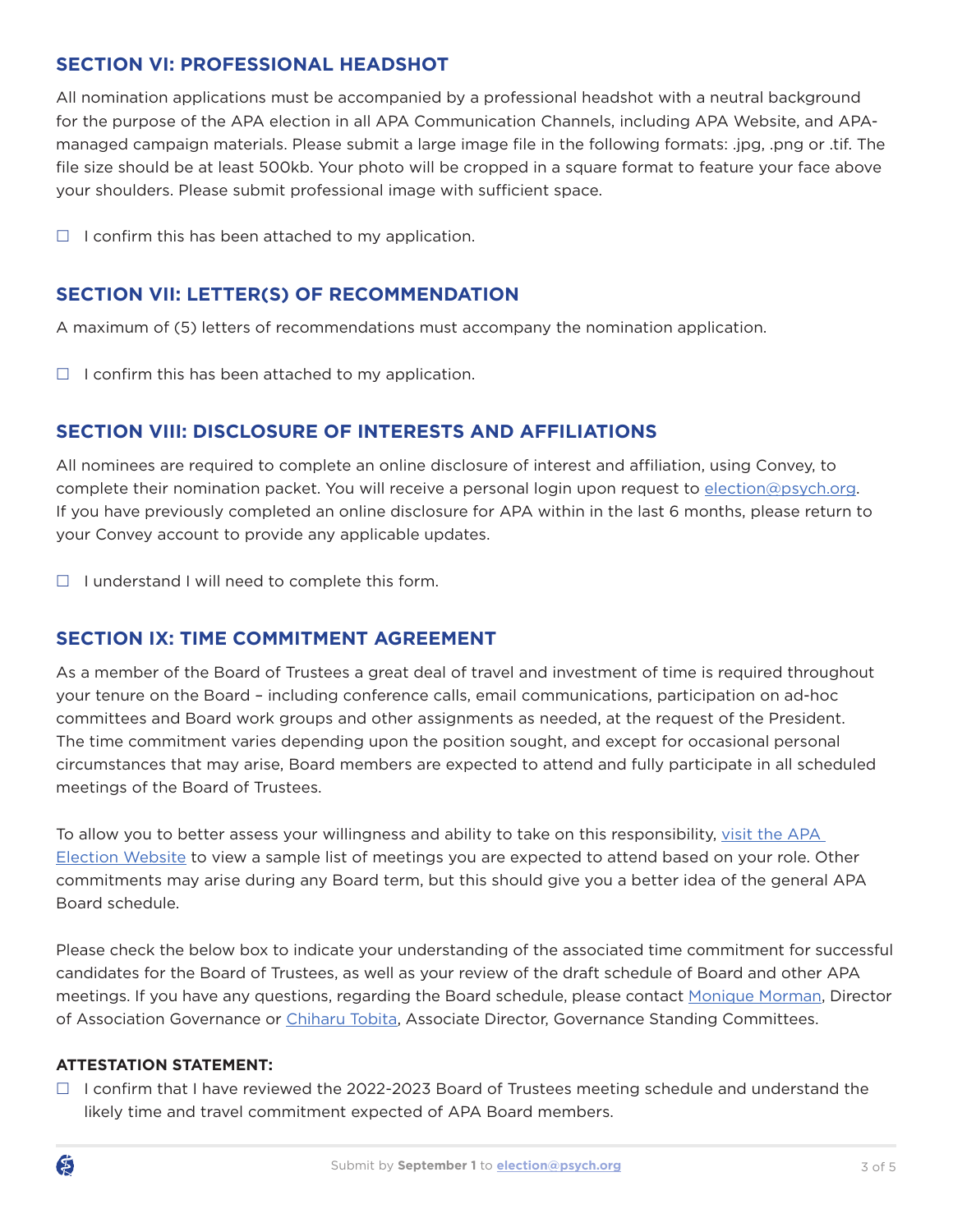## SECTION VI: PROFESSIONAL HEADSHOT

All nomination applications must be accompanied by a professional headshot with a neutral background for the purpose of the APA election in all APA Communication Channels, including APA Website, and APA-managed campaign materials. Please submit a large image file in the following formats: .jpg, .png or .tif. The file size should be at least 500kb. Your photo will be cropped in a square format to feature your face above your shoulders. Please submit professional image with sufficient space.

☐ I confirm this has been attached to my application.

## SECTION VII: LETTER(S) OF RECOMMENDATION

A maximum of (5) letters of recommendations must accompany the nomination application.

☐ I confirm this has been attached to my application.

## SECTION VIII: DISCLOSURE OF INTERESTS AND AFFILIATIONS

All nominees are required to complete an online disclosure of interest and affiliation, using Convey, to complete their nomination packet. You will receive a personal login upon request to election@psych.org. If you have previously completed an online disclosure for APA within in the last 6 months, please return to your Convey account to provide any applicable updates.

☐ I understand I will need to complete this form.

## SECTION IX: TIME COMMITMENT AGREEMENT

As a member of the Board of Trustees a great deal of travel and investment of time is required throughout your tenure on the Board – including conference calls, email communications, participation on ad-hoc committees and Board work groups and other assignments as needed, at the request of the President. The time commitment varies depending upon the position sought, and except for occasional personal circumstances that may arise, Board members are expected to attend and fully participate in all scheduled meetings of the Board of Trustees.

To allow you to better assess your willingness and ability to take on this responsibility, visit the APA Election Website to view a sample list of meetings you are expected to attend based on your role. Other commitments may arise during any Board term, but this should give you a better idea of the general APA Board schedule.

Please check the below box to indicate your understanding of the associated time commitment for successful candidates for the Board of Trustees, as well as your review of the draft schedule of Board and other APA meetings. If you have any questions, regarding the Board schedule, please contact Monique Morman, Director of Association Governance or Chiharu Tobita, Associate Director, Governance Standing Committees.

**ATTESTATION STATEMENT:**

☐ I confirm that I have reviewed the 2022-2023 Board of Trustees meeting schedule and understand the likely time and travel commitment expected of APA Board members.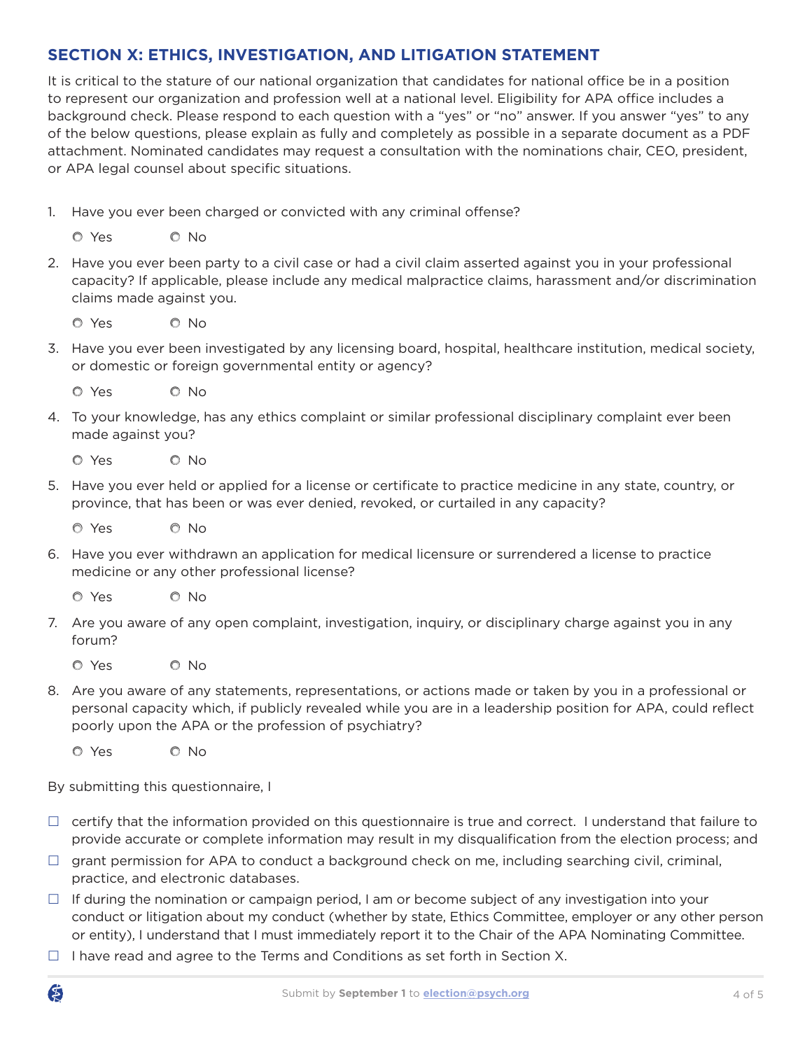## SECTION X: ETHICS, INVESTIGATION, AND LITIGATION STATEMENT

It is critical to the stature of our national organization that candidates for national office be in a position to represent our organization and profession well at a national level. Eligibility for APA office includes a background check. Please respond to each question with a "yes" or "no" answer. If you answer "yes" to any of the below questions, please explain as fully and completely as possible in a separate document as a PDF attachment. Nominated candidates may request a consultation with the nominations chair, CEO, president, or APA legal counsel about specific situations.

1. Have you ever been charged or convicted with any criminal offense?

   ○ Yes ○ No

2. Have you ever been party to a civil case or had a civil claim asserted against you in your professional capacity? If applicable, please include any medical malpractice claims, harassment and/or discrimination claims made against you.

   ○ Yes ○ No

3. Have you ever been investigated by any licensing board, hospital, healthcare institution, medical society, or domestic or foreign governmental entity or agency?

   ○ Yes ○ No

4. To your knowledge, has any ethics complaint or similar professional disciplinary complaint ever been made against you?

   ○ Yes ○ No

5. Have you ever held or applied for a license or certificate to practice medicine in any state, country, or province, that has been or was ever denied, revoked, or curtailed in any capacity?

   ○ Yes ○ No

6. Have you ever withdrawn an application for medical licensure or surrendered a license to practice medicine or any other professional license?

   ○ Yes ○ No

7. Are you aware of any open complaint, investigation, inquiry, or disciplinary charge against you in any forum?

   ○ Yes ○ No

8. Are you aware of any statements, representations, or actions made or taken by you in a professional or personal capacity which, if publicly revealed while you are in a leadership position for APA, could reflect poorly upon the APA or the profession of psychiatry?

   ○ Yes ○ No

By submitting this questionnaire, I

- ☐ certify that the information provided on this questionnaire is true and correct. I understand that failure to provide accurate or complete information may result in my disqualification from the election process; and
- ☐ grant permission for APA to conduct a background check on me, including searching civil, criminal, practice, and electronic databases.
- ☐ If during the nomination or campaign period, I am or become subject of any investigation into your conduct or litigation about my conduct (whether by state, Ethics Committee, employer or any other person or entity), I understand that I must immediately report it to the Chair of the APA Nominating Committee.
- ☐ I have read and agree to the Terms and Conditions as set forth in Section X.

Submit by **September 1** to **election@psych.org**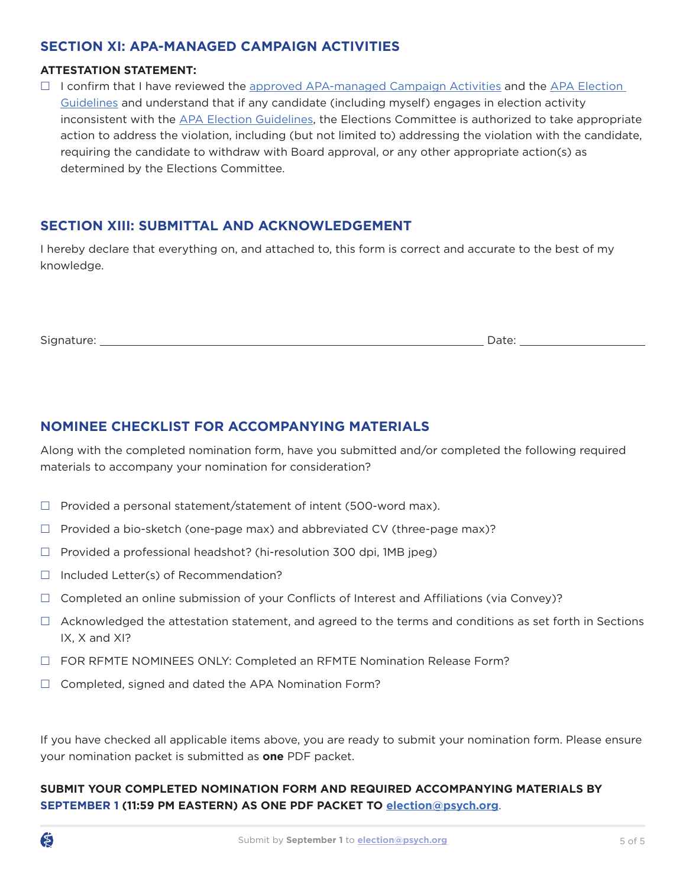## SECTION XI: APA-MANAGED CAMPAIGN ACTIVITIES

**ATTESTATION STATEMENT:**

☐ I confirm that I have reviewed the approved APA-managed Campaign Activities and the APA Election Guidelines and understand that if any candidate (including myself) engages in election activity inconsistent with the APA Election Guidelines, the Elections Committee is authorized to take appropriate action to address the violation, including (but not limited to) addressing the violation with the candidate, requiring the candidate to withdraw with Board approval, or any other appropriate action(s) as determined by the Elections Committee.

## SECTION XIII: SUBMITTAL AND ACKNOWLEDGEMENT

I hereby declare that everything on, and attached to, this form is correct and accurate to the best of my knowledge.

Signature: ______________________________ Date: ______________

## NOMINEE CHECKLIST FOR ACCOMPANYING MATERIALS

Along with the completed nomination form, have you submitted and/or completed the following required materials to accompany your nomination for consideration?

☐ Provided a personal statement/statement of intent (500-word max).

☐ Provided a bio-sketch (one-page max) and abbreviated CV (three-page max)?

☐ Provided a professional headshot? (hi-resolution 300 dpi, 1MB jpeg)

☐ Included Letter(s) of Recommendation?

☐ Completed an online submission of your Conflicts of Interest and Affiliations (via Convey)?

☐ Acknowledged the attestation statement, and agreed to the terms and conditions as set forth in Sections IX, X and XI?

☐ FOR RFMTE NOMINEES ONLY: Completed an RFMTE Nomination Release Form?

☐ Completed, signed and dated the APA Nomination Form?

If you have checked all applicable items above, you are ready to submit your nomination form. Please ensure your nomination packet is submitted as **one** PDF packet.

**SUBMIT YOUR COMPLETED NOMINATION FORM AND REQUIRED ACCOMPANYING MATERIALS BY SEPTEMBER 1 (11:59 PM EASTERN) AS ONE PDF PACKET TO election@psych.org.**